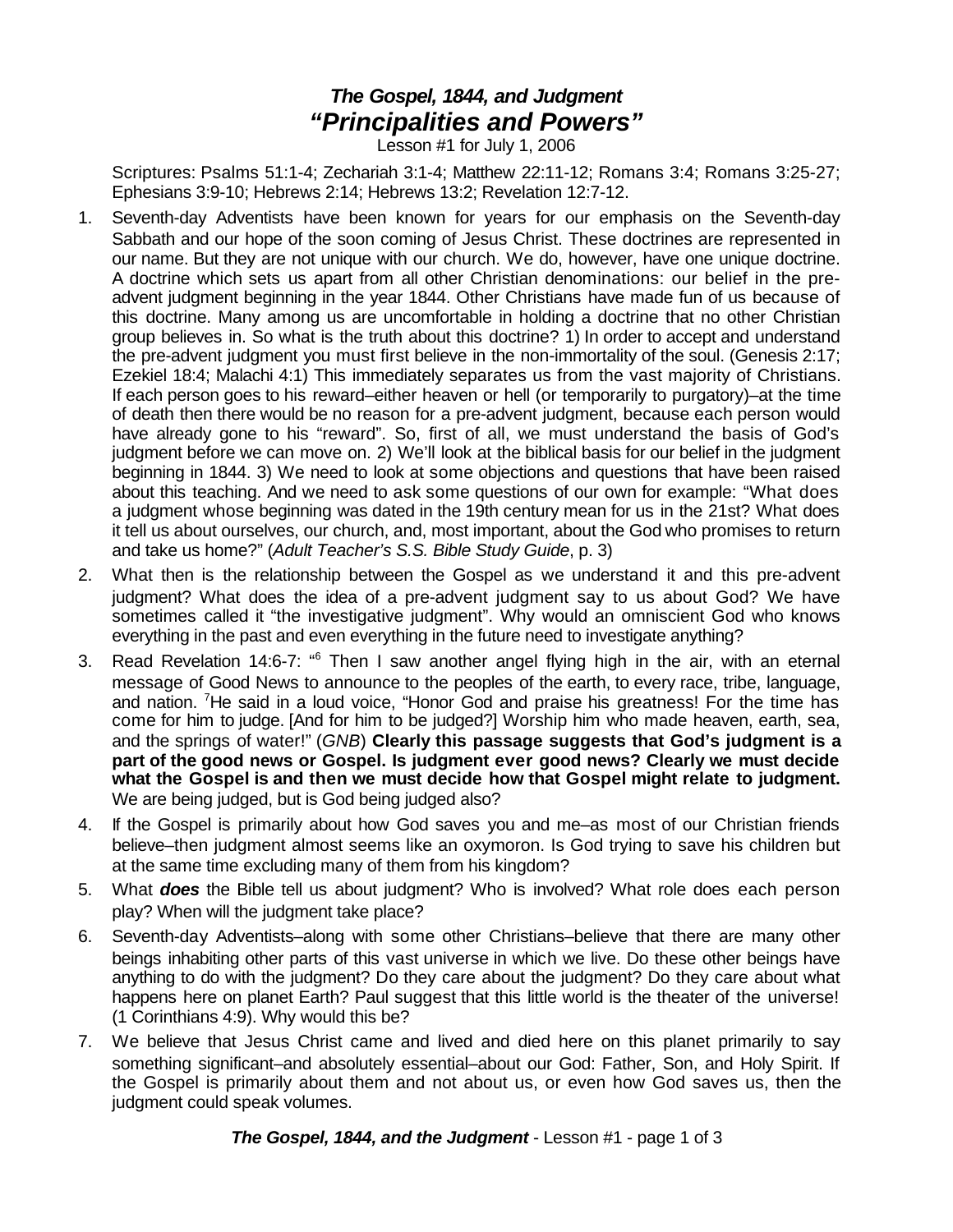# *The Gospel, 1844, and Judgment*
# *"Principalities and Powers"*

Lesson #1 for July 1, 2006

Scriptures: Psalms 51:1-4; Zechariah 3:1-4; Matthew 22:11-12; Romans 3:4; Romans 3:25-27; Ephesians 3:9-10; Hebrews 2:14; Hebrews 13:2; Revelation 12:7-12.

1. Seventh-day Adventists have been known for years for our emphasis on the Seventh-day Sabbath and our hope of the soon coming of Jesus Christ. These doctrines are represented in our name. But they are not unique with our church. We do, however, have one unique doctrine. A doctrine which sets us apart from all other Christian denominations: our belief in the pre-advent judgment beginning in the year 1844. Other Christians have made fun of us because of this doctrine. Many among us are uncomfortable in holding a doctrine that no other Christian group believes in. So what is the truth about this doctrine? 1) In order to accept and understand the pre-advent judgment you must first believe in the non-immortality of the soul. (Genesis 2:17; Ezekiel 18:4; Malachi 4:1) This immediately separates us from the vast majority of Christians. If each person goes to his reward–either heaven or hell (or temporarily to purgatory)–at the time of death then there would be no reason for a pre-advent judgment, because each person would have already gone to his "reward". So, first of all, we must understand the basis of God's judgment before we can move on. 2) We'll look at the biblical basis for our belief in the judgment beginning in 1844. 3) We need to look at some objections and questions that have been raised about this teaching. And we need to ask some questions of our own for example: "What does a judgment whose beginning was dated in the 19th century mean for us in the 21st? What does it tell us about ourselves, our church, and, most important, about the God who promises to return and take us home?" (*Adult Teacher's S.S. Bible Study Guide*, p. 3)
2. What then is the relationship between the Gospel as we understand it and this pre-advent judgment? What does the idea of a pre-advent judgment say to us about God? We have sometimes called it "the investigative judgment". Why would an omniscient God who knows everything in the past and even everything in the future need to investigate anything?
3. Read Revelation 14:6-7: "[6] Then I saw another angel flying high in the air, with an eternal message of Good News to announce to the peoples of the earth, to every race, tribe, language, and nation. [7]He said in a loud voice, "Honor God and praise his greatness! For the time has come for him to judge. [And for him to be judged?] Worship him who made heaven, earth, sea, and the springs of water!" (*GNB*) **Clearly this passage suggests that God's judgment is a part of the good news or Gospel. Is judgment ever good news? Clearly we must decide what the Gospel is and then we must decide how that Gospel might relate to judgment.** We are being judged, but is God being judged also?
4. If the Gospel is primarily about how God saves you and me–as most of our Christian friends believe–then judgment almost seems like an oxymoron. Is God trying to save his children but at the same time excluding many of them from his kingdom?
5. What ***does*** the Bible tell us about judgment? Who is involved? What role does each person play? When will the judgment take place?
6. Seventh-day Adventists–along with some other Christians–believe that there are many other beings inhabiting other parts of this vast universe in which we live. Do these other beings have anything to do with the judgment? Do they care about the judgment? Do they care about what happens here on planet Earth? Paul suggest that this little world is the theater of the universe! (1 Corinthians 4:9). Why would this be?
7. We believe that Jesus Christ came and lived and died here on this planet primarily to say something significant–and absolutely essential–about our God: Father, Son, and Holy Spirit. If the Gospel is primarily about them and not about us, or even how God saves us, then the judgment could speak volumes.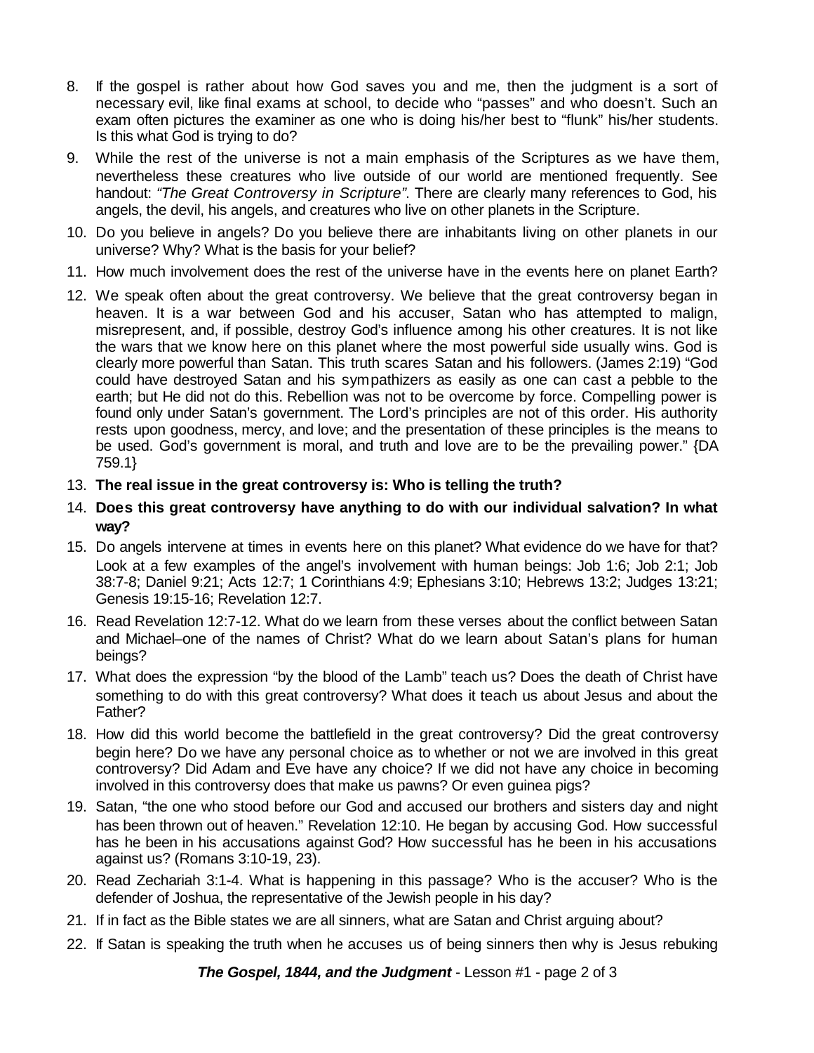8. If the gospel is rather about how God saves you and me, then the judgment is a sort of necessary evil, like final exams at school, to decide who "passes" and who doesn't. Such an exam often pictures the examiner as one who is doing his/her best to "flunk" his/her students. Is this what God is trying to do?
9. While the rest of the universe is not a main emphasis of the Scriptures as we have them, nevertheless these creatures who live outside of our world are mentioned frequently. See handout: *"The Great Controversy in Scripture"*. There are clearly many references to God, his angels, the devil, his angels, and creatures who live on other planets in the Scripture.
10. Do you believe in angels? Do you believe there are inhabitants living on other planets in our universe? Why? What is the basis for your belief?
11. How much involvement does the rest of the universe have in the events here on planet Earth?
12. We speak often about the great controversy. We believe that the great controversy began in heaven. It is a war between God and his accuser, Satan who has attempted to malign, misrepresent, and, if possible, destroy God's influence among his other creatures. It is not like the wars that we know here on this planet where the most powerful side usually wins. God is clearly more powerful than Satan. This truth scares Satan and his followers. (James 2:19) "God could have destroyed Satan and his sympathizers as easily as one can cast a pebble to the earth; but He did not do this. Rebellion was not to be overcome by force. Compelling power is found only under Satan's government. The Lord's principles are not of this order. His authority rests upon goodness, mercy, and love; and the presentation of these principles is the means to be used. God's government is moral, and truth and love are to be the prevailing power." {DA 759.1}
13. **The real issue in the great controversy is: Who is telling the truth?**
14. **Does this great controversy have anything to do with our individual salvation? In what way?**
15. Do angels intervene at times in events here on this planet? What evidence do we have for that? Look at a few examples of the angel's involvement with human beings: Job 1:6; Job 2:1; Job 38:7-8; Daniel 9:21; Acts 12:7; 1 Corinthians 4:9; Ephesians 3:10; Hebrews 13:2; Judges 13:21; Genesis 19:15-16; Revelation 12:7.
16. Read Revelation 12:7-12. What do we learn from these verses about the conflict between Satan and Michael–one of the names of Christ? What do we learn about Satan's plans for human beings?
17. What does the expression "by the blood of the Lamb" teach us? Does the death of Christ have something to do with this great controversy? What does it teach us about Jesus and about the Father?
18. How did this world become the battlefield in the great controversy? Did the great controversy begin here? Do we have any personal choice as to whether or not we are involved in this great controversy? Did Adam and Eve have any choice? If we did not have any choice in becoming involved in this controversy does that make us pawns? Or even guinea pigs?
19. Satan, "the one who stood before our God and accused our brothers and sisters day and night has been thrown out of heaven." Revelation 12:10. He began by accusing God. How successful has he been in his accusations against God? How successful has he been in his accusations against us? (Romans 3:10-19, 23).
20. Read Zechariah 3:1-4. What is happening in this passage? Who is the accuser? Who is the defender of Joshua, the representative of the Jewish people in his day?
21. If in fact as the Bible states we are all sinners, what are Satan and Christ arguing about?
22. If Satan is speaking the truth when he accuses us of being sinners then why is Jesus rebuking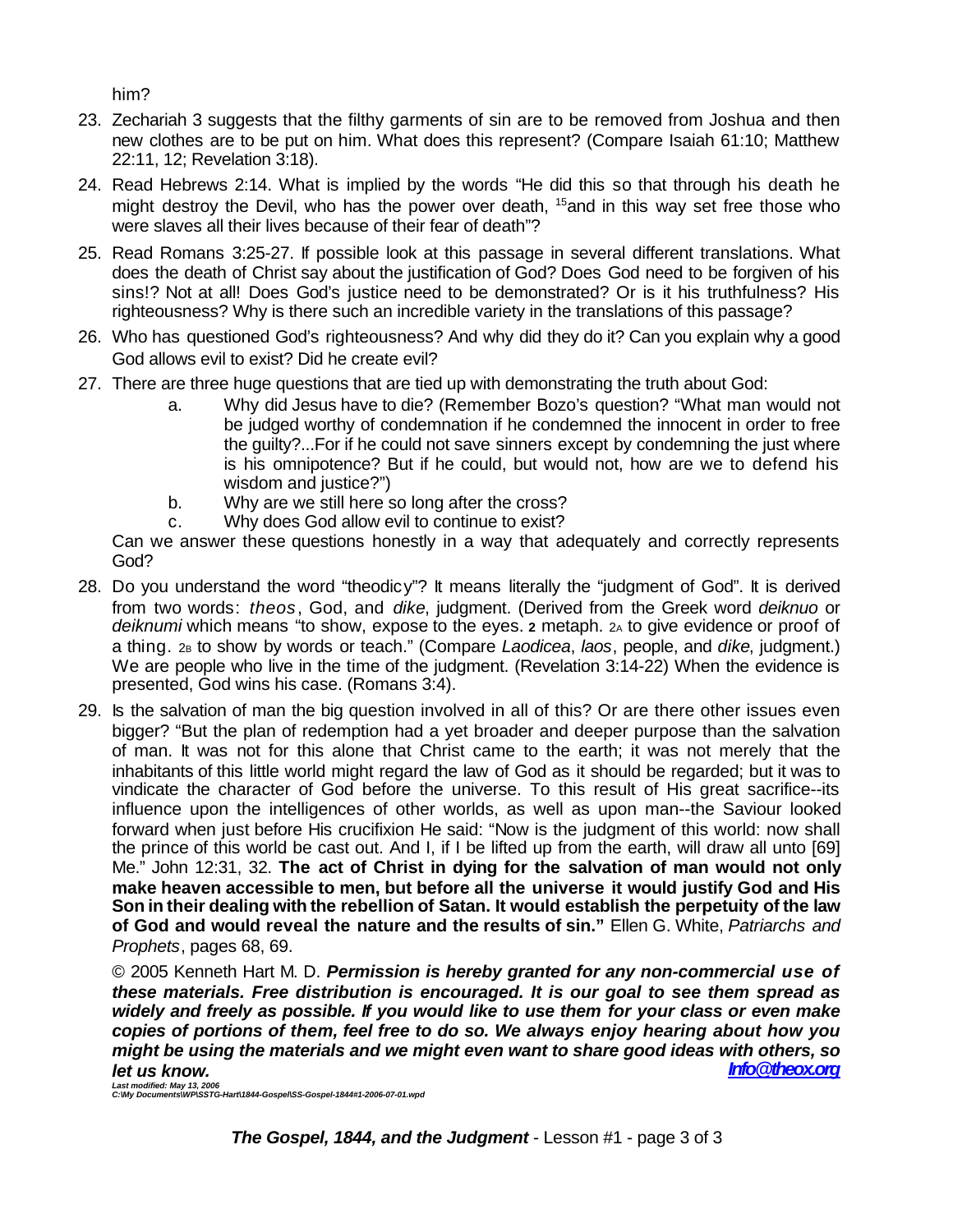him?

23. Zechariah 3 suggests that the filthy garments of sin are to be removed from Joshua and then new clothes are to be put on him. What does this represent? (Compare Isaiah 61:10; Matthew 22:11, 12; Revelation 3:18).
24. Read Hebrews 2:14. What is implied by the words "He did this so that through his death he might destroy the Devil, who has the power over death, [15]and in this way set free those who were slaves all their lives because of their fear of death"?
25. Read Romans 3:25-27. If possible look at this passage in several different translations. What does the death of Christ say about the justification of God? Does God need to be forgiven of his sins!? Not at all! Does God's justice need to be demonstrated? Or is it his truthfulness? His righteousness? Why is there such an incredible variety in the translations of this passage?
26. Who has questioned God's righteousness? And why did they do it? Can you explain why a good God allows evil to exist? Did he create evil?
27. There are three huge questions that are tied up with demonstrating the truth about God:
    a. Why did Jesus have to die? (Remember Bozo's question? "What man would not be judged worthy of condemnation if he condemned the innocent in order to free the guilty?...For if he could not save sinners except by condemning the just where is his omnipotence? But if he could, but would not, how are we to defend his wisdom and justice?")
    b. Why are we still here so long after the cross?
    c. Why does God allow evil to continue to exist?

    Can we answer these questions honestly in a way that adequately and correctly represents God?
28. Do you understand the word "theodicy"? It means literally the "judgment of God". It is derived from two words: *theos*, God, and *dike*, judgment. (Derived from the Greek word *deiknuo* or *deiknumi* which means "to show, expose to the eyes. **2** metaph. 2A to give evidence or proof of a thing. 2B to show by words or teach." (Compare *Laodicea*, *laos*, people, and *dike*, judgment.) We are people who live in the time of the judgment. (Revelation 3:14-22) When the evidence is presented, God wins his case. (Romans 3:4).
29. Is the salvation of man the big question involved in all of this? Or are there other issues even bigger? "But the plan of redemption had a yet broader and deeper purpose than the salvation of man. It was not for this alone that Christ came to the earth; it was not merely that the inhabitants of this little world might regard the law of God as it should be regarded; but it was to vindicate the character of God before the universe. To this result of His great sacrifice--its influence upon the intelligences of other worlds, as well as upon man--the Saviour looked forward when just before His crucifixion He said: "Now is the judgment of this world: now shall the prince of this world be cast out. And I, if I be lifted up from the earth, will draw all unto [69] Me." John 12:31, 32. **The act of Christ in dying for the salvation of man would not only make heaven accessible to men, but before all the universe it would justify God and His Son in their dealing with the rebellion of Satan. It would establish the perpetuity of the law of God and would reveal the nature and the results of sin."** Ellen G. White, *Patriarchs and Prophets*, pages 68, 69.

© 2005 Kenneth Hart M. D. ***Permission is hereby granted for any non-commercial use of these materials. Free distribution is encouraged. It is our goal to see them spread as widely and freely as possible. If you would like to use them for your class or even make copies of portions of them, feel free to do so. We always enjoy hearing about how you might be using the materials and we might even want to share good ideas with others, so let us know.*** ***Info@theox.org***

*Last modified: May 13, 2006*
*C:\My Documents\WP\SSTG-Hart\1844-Gospel\SS-Gospel-1844#1-2006-07-01.wpd*